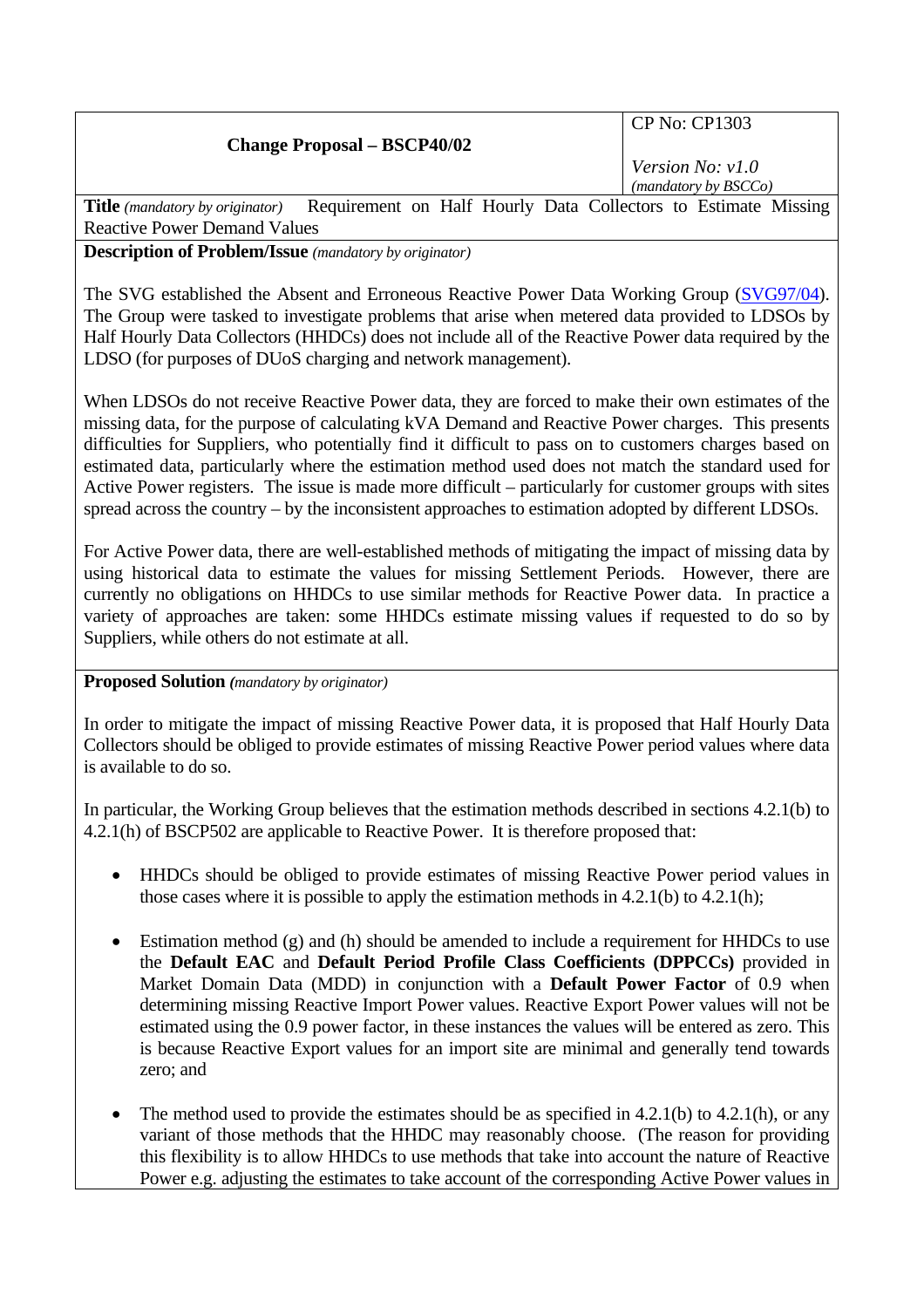| **Change Proposal – BSCP40/02** | CP No: CP1303<br><br>*Version No: v1.0*<br>*(mandatory by BSCCo)* |
|---|---|

**Title** *(mandatory by originator)* Requirement on Half Hourly Data Collectors to Estimate Missing Reactive Power Demand Values

**Description of Problem/Issue** *(mandatory by originator)*

The SVG established the Absent and Erroneous Reactive Power Data Working Group (SVG97/04). The Group were tasked to investigate problems that arise when metered data provided to LDSOs by Half Hourly Data Collectors (HHDCs) does not include all of the Reactive Power data required by the LDSO (for purposes of DUoS charging and network management).

When LDSOs do not receive Reactive Power data, they are forced to make their own estimates of the missing data, for the purpose of calculating kVA Demand and Reactive Power charges. This presents difficulties for Suppliers, who potentially find it difficult to pass on to customers charges based on estimated data, particularly where the estimation method used does not match the standard used for Active Power registers. The issue is made more difficult – particularly for customer groups with sites spread across the country – by the inconsistent approaches to estimation adopted by different LDSOs.

For Active Power data, there are well-established methods of mitigating the impact of missing data by using historical data to estimate the values for missing Settlement Periods. However, there are currently no obligations on HHDCs to use similar methods for Reactive Power data. In practice a variety of approaches are taken: some HHDCs estimate missing values if requested to do so by Suppliers, while others do not estimate at all.

**Proposed Solution** *(mandatory by originator)*

In order to mitigate the impact of missing Reactive Power data, it is proposed that Half Hourly Data Collectors should be obliged to provide estimates of missing Reactive Power period values where data is available to do so.

In particular, the Working Group believes that the estimation methods described in sections 4.2.1(b) to 4.2.1(h) of BSCP502 are applicable to Reactive Power. It is therefore proposed that:

- HHDCs should be obliged to provide estimates of missing Reactive Power period values in those cases where it is possible to apply the estimation methods in 4.2.1(b) to 4.2.1(h);
- Estimation method (g) and (h) should be amended to include a requirement for HHDCs to use the **Default EAC** and **Default Period Profile Class Coefficients (DPPCCs)** provided in Market Domain Data (MDD) in conjunction with a **Default Power Factor** of 0.9 when determining missing Reactive Import Power values. Reactive Export Power values will not be estimated using the 0.9 power factor, in these instances the values will be entered as zero. This is because Reactive Export values for an import site are minimal and generally tend towards zero; and
- The method used to provide the estimates should be as specified in 4.2.1(b) to 4.2.1(h), or any variant of those methods that the HHDC may reasonably choose. (The reason for providing this flexibility is to allow HHDCs to use methods that take into account the nature of Reactive Power e.g. adjusting the estimates to take account of the corresponding Active Power values in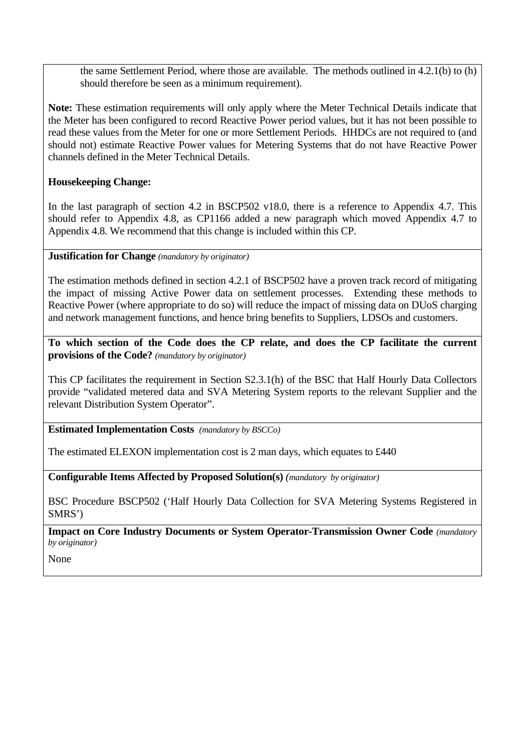the same Settlement Period, where those are available. The methods outlined in 4.2.1(b) to (h) should therefore be seen as a minimum requirement).

**Note:** These estimation requirements will only apply where the Meter Technical Details indicate that the Meter has been configured to record Reactive Power period values, but it has not been possible to read these values from the Meter for one or more Settlement Periods. HHDCs are not required to (and should not) estimate Reactive Power values for Metering Systems that do not have Reactive Power channels defined in the Meter Technical Details.

**Housekeeping Change:**

In the last paragraph of section 4.2 in BSCP502 v18.0, there is a reference to Appendix 4.7. This should refer to Appendix 4.8, as CP1166 added a new paragraph which moved Appendix 4.7 to Appendix 4.8. We recommend that this change is included within this CP.

**Justification for Change** *(mandatory by originator)*

The estimation methods defined in section 4.2.1 of BSCP502 have a proven track record of mitigating the impact of missing Active Power data on settlement processes. Extending these methods to Reactive Power (where appropriate to do so) will reduce the impact of missing data on DUoS charging and network management functions, and hence bring benefits to Suppliers, LDSOs and customers.

**To which section of the Code does the CP relate, and does the CP facilitate the current provisions of the Code?** *(mandatory by originator)*

This CP facilitates the requirement in Section S2.3.1(h) of the BSC that Half Hourly Data Collectors provide "validated metered data and SVA Metering System reports to the relevant Supplier and the relevant Distribution System Operator".

**Estimated Implementation Costs** *(mandatory by BSCCo)*

The estimated ELEXON implementation cost is 2 man days, which equates to £440

**Configurable Items Affected by Proposed Solution(s)** *(mandatory by originator)*

BSC Procedure BSCP502 ('Half Hourly Data Collection for SVA Metering Systems Registered in SMRS')

**Impact on Core Industry Documents or System Operator-Transmission Owner Code** *(mandatory by originator)*

None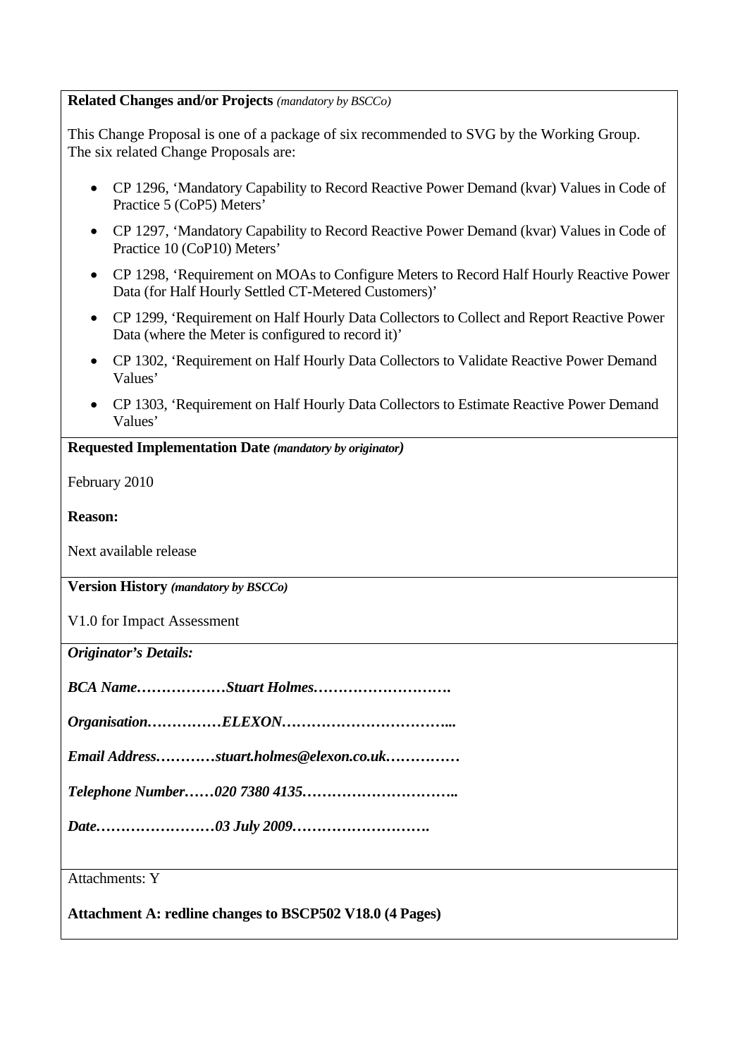**Related Changes and/or Projects** *(mandatory by BSCCo)*

This Change Proposal is one of a package of six recommended to SVG by the Working Group. The six related Change Proposals are:

- CP 1296, 'Mandatory Capability to Record Reactive Power Demand (kvar) Values in Code of Practice 5 (CoP5) Meters'
- CP 1297, 'Mandatory Capability to Record Reactive Power Demand (kvar) Values in Code of Practice 10 (CoP10) Meters'
- CP 1298, 'Requirement on MOAs to Configure Meters to Record Half Hourly Reactive Power Data (for Half Hourly Settled CT-Metered Customers)'
- CP 1299, 'Requirement on Half Hourly Data Collectors to Collect and Report Reactive Power Data (where the Meter is configured to record it)'
- CP 1302, 'Requirement on Half Hourly Data Collectors to Validate Reactive Power Demand Values'
- CP 1303, 'Requirement on Half Hourly Data Collectors to Estimate Reactive Power Demand Values'

**Requested Implementation Date** ***(mandatory by originator)***

February 2010

**Reason:**

Next available release

**Version History** ***(mandatory by BSCCo)***

V1.0 for Impact Assessment

***Originator's Details:***

***BCA Name………………Stuart Holmes……………………….***

***Organisation……………ELEXON……………………………...***

***Email Address…………stuart.holmes@elexon.co.uk……………***

***Telephone Number……020 7380 4135…………………………..***

***Date……………………03 July 2009……………………….***

Attachments: Y

**Attachment A: redline changes to BSCP502 V18.0 (4 Pages)**